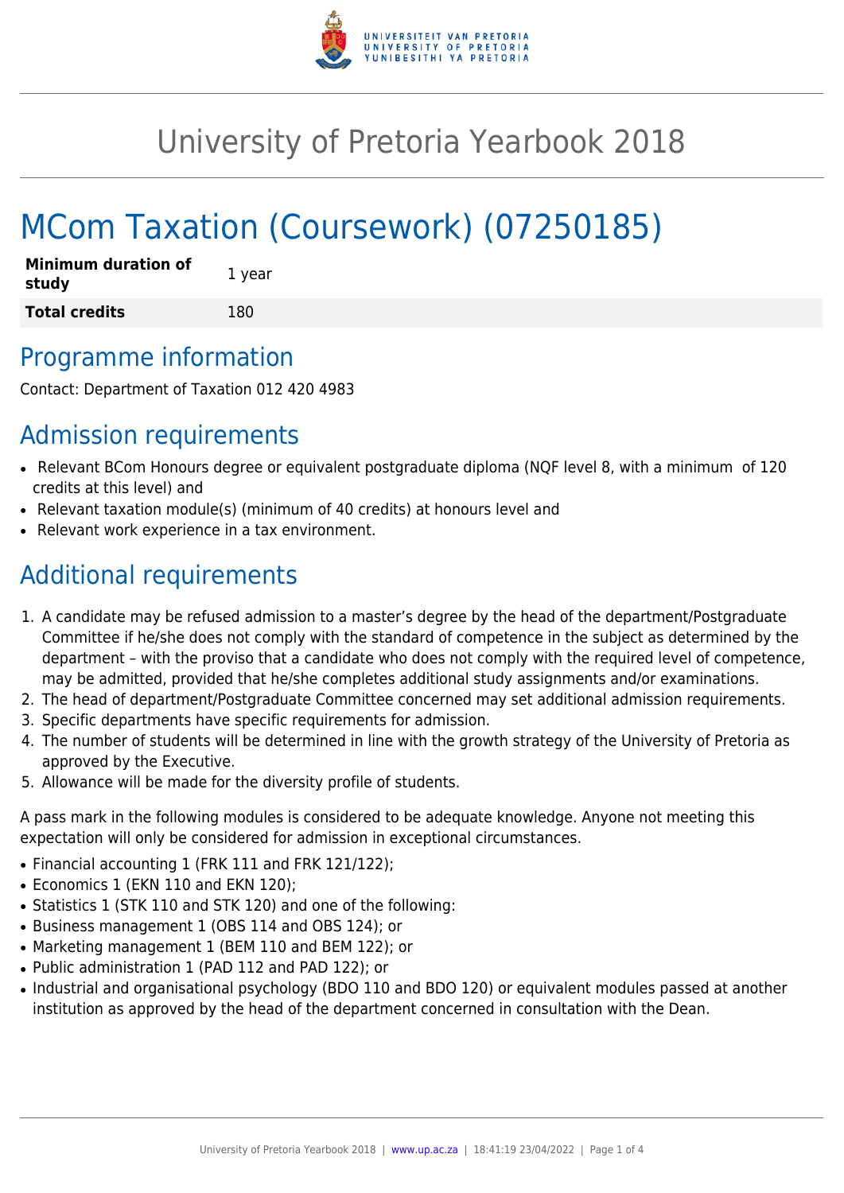# University of Pretoria Yearbook 2018

# MCom Taxation (Coursework) (07250185)

| | |
|---|---|
| **Minimum duration of study** | 1 year |
| **Total credits** | 180 |

## Programme information

Contact: Department of Taxation 012 420 4983

## Admission requirements

- Relevant BCom Honours degree or equivalent postgraduate diploma (NQF level 8, with a minimum of 120 credits at this level) and
- Relevant taxation module(s) (minimum of 40 credits) at honours level and
- Relevant work experience in a tax environment.

## Additional requirements

1. A candidate may be refused admission to a master's degree by the head of the department/Postgraduate Committee if he/she does not comply with the standard of competence in the subject as determined by the department – with the proviso that a candidate who does not comply with the required level of competence, may be admitted, provided that he/she completes additional study assignments and/or examinations.
2. The head of department/Postgraduate Committee concerned may set additional admission requirements.
3. Specific departments have specific requirements for admission.
4. The number of students will be determined in line with the growth strategy of the University of Pretoria as approved by the Executive.
5. Allowance will be made for the diversity profile of students.

A pass mark in the following modules is considered to be adequate knowledge. Anyone not meeting this expectation will only be considered for admission in exceptional circumstances.

- Financial accounting 1 (FRK 111 and FRK 121/122);
- Economics 1 (EKN 110 and EKN 120);
- Statistics 1 (STK 110 and STK 120) and one of the following:
- Business management 1 (OBS 114 and OBS 124); or
- Marketing management 1 (BEM 110 and BEM 122); or
- Public administration 1 (PAD 112 and PAD 122); or
- Industrial and organisational psychology (BDO 110 and BDO 120) or equivalent modules passed at another institution as approved by the head of the department concerned in consultation with the Dean.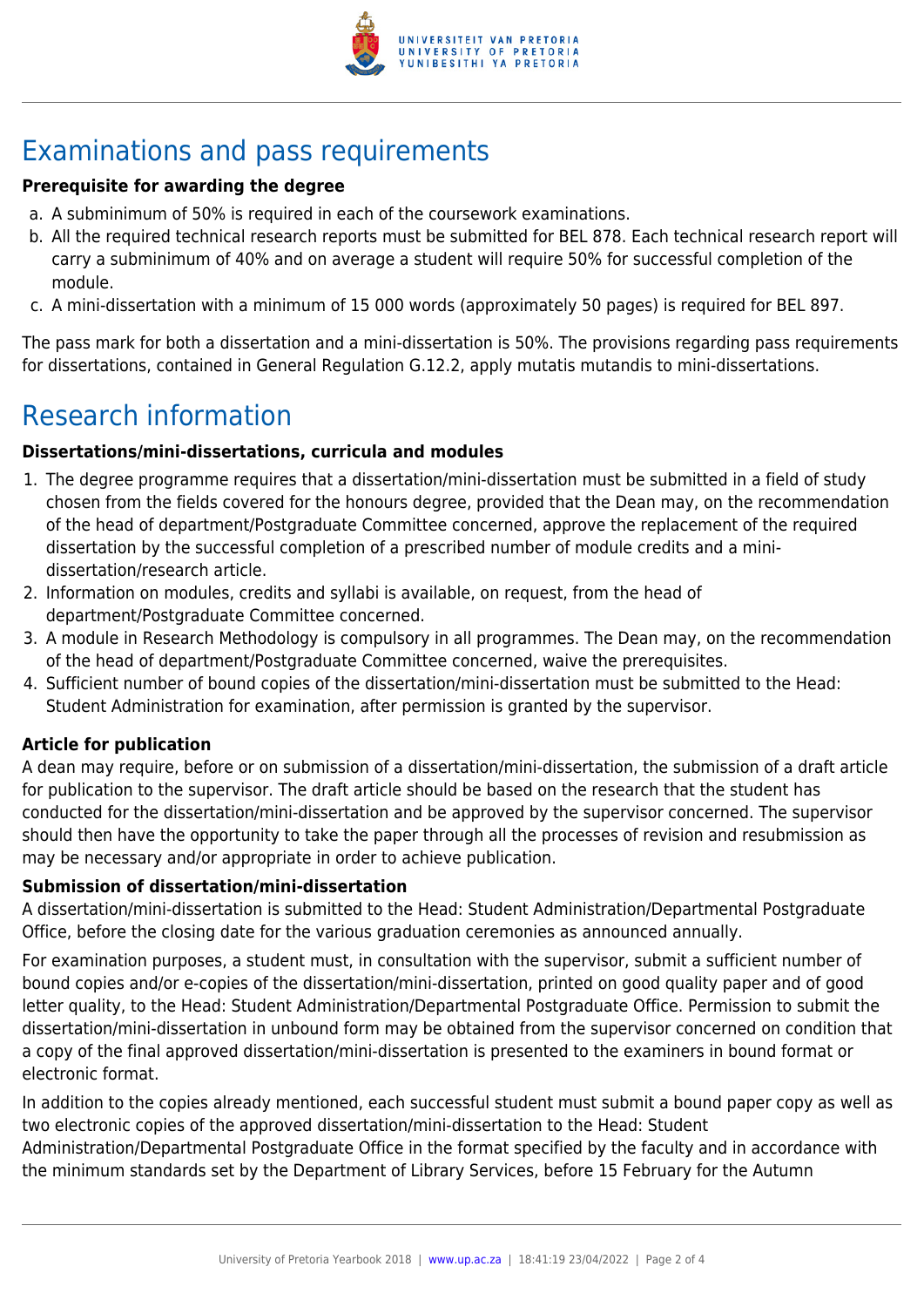# Examinations and pass requirements

**Prerequisite for awarding the degree**

a. A subminimum of 50% is required in each of the coursework examinations.
b. All the required technical research reports must be submitted for BEL 878. Each technical research report will carry a subminimum of 40% and on average a student will require 50% for successful completion of the module.
c. A mini-dissertation with a minimum of 15 000 words (approximately 50 pages) is required for BEL 897.

The pass mark for both a dissertation and a mini-dissertation is 50%. The provisions regarding pass requirements for dissertations, contained in General Regulation G.12.2, apply mutatis mutandis to mini-dissertations.

# Research information

**Dissertations/mini-dissertations, curricula and modules**

1. The degree programme requires that a dissertation/mini-dissertation must be submitted in a field of study chosen from the fields covered for the honours degree, provided that the Dean may, on the recommendation of the head of department/Postgraduate Committee concerned, approve the replacement of the required dissertation by the successful completion of a prescribed number of module credits and a mini-dissertation/research article.
2. Information on modules, credits and syllabi is available, on request, from the head of department/Postgraduate Committee concerned.
3. A module in Research Methodology is compulsory in all programmes. The Dean may, on the recommendation of the head of department/Postgraduate Committee concerned, waive the prerequisites.
4. Sufficient number of bound copies of the dissertation/mini-dissertation must be submitted to the Head: Student Administration for examination, after permission is granted by the supervisor.

**Article for publication**

A dean may require, before or on submission of a dissertation/mini-dissertation, the submission of a draft article for publication to the supervisor. The draft article should be based on the research that the student has conducted for the dissertation/mini-dissertation and be approved by the supervisor concerned. The supervisor should then have the opportunity to take the paper through all the processes of revision and resubmission as may be necessary and/or appropriate in order to achieve publication.

**Submission of dissertation/mini-dissertation**

A dissertation/mini-dissertation is submitted to the Head: Student Administration/Departmental Postgraduate Office, before the closing date for the various graduation ceremonies as announced annually.

For examination purposes, a student must, in consultation with the supervisor, submit a sufficient number of bound copies and/or e-copies of the dissertation/mini-dissertation, printed on good quality paper and of good letter quality, to the Head: Student Administration/Departmental Postgraduate Office. Permission to submit the dissertation/mini-dissertation in unbound form may be obtained from the supervisor concerned on condition that a copy of the final approved dissertation/mini-dissertation is presented to the examiners in bound format or electronic format.

In addition to the copies already mentioned, each successful student must submit a bound paper copy as well as two electronic copies of the approved dissertation/mini-dissertation to the Head: Student Administration/Departmental Postgraduate Office in the format specified by the faculty and in accordance with the minimum standards set by the Department of Library Services, before 15 February for the Autumn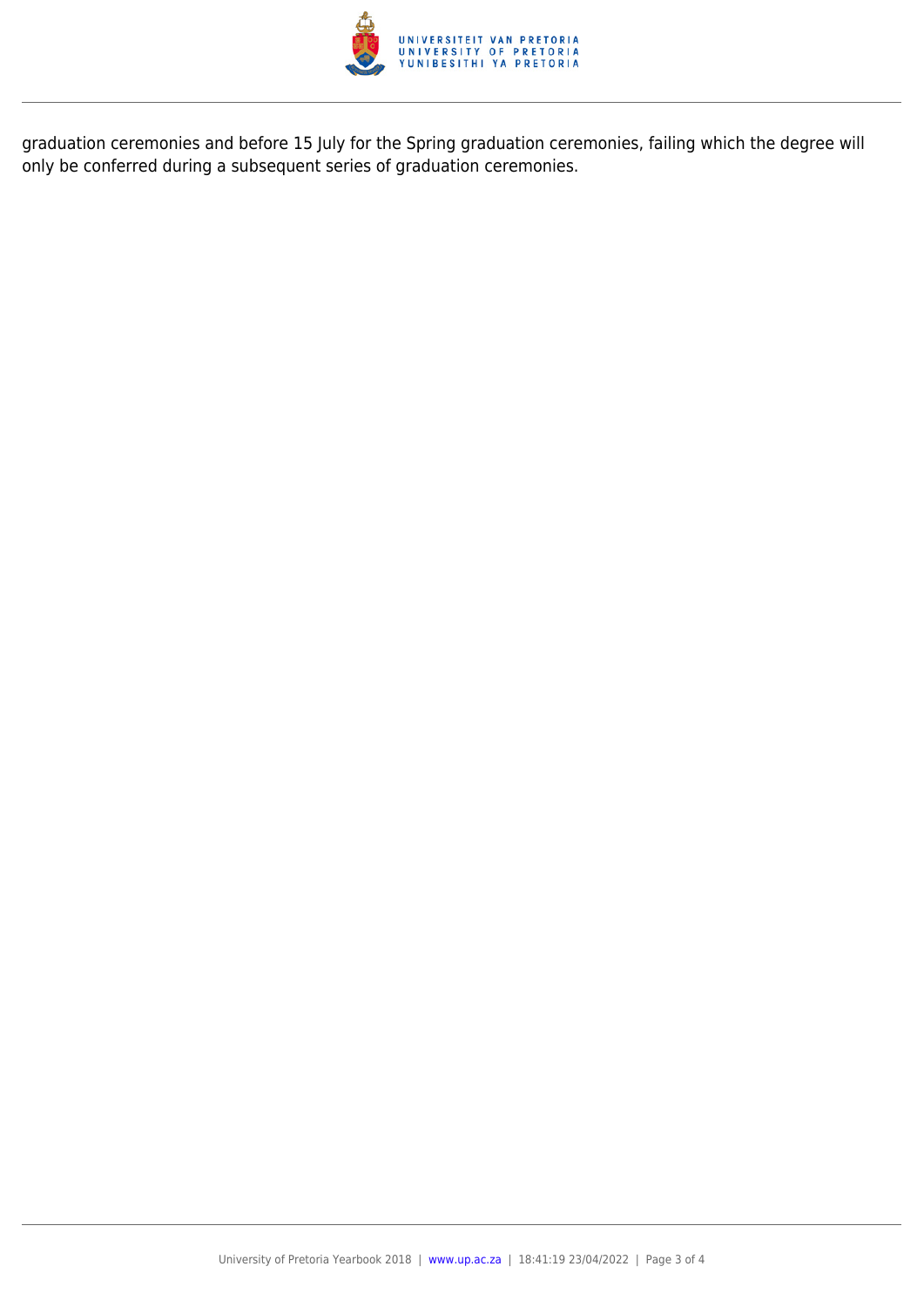graduation ceremonies and before 15 July for the Spring graduation ceremonies, failing which the degree will only be conferred during a subsequent series of graduation ceremonies.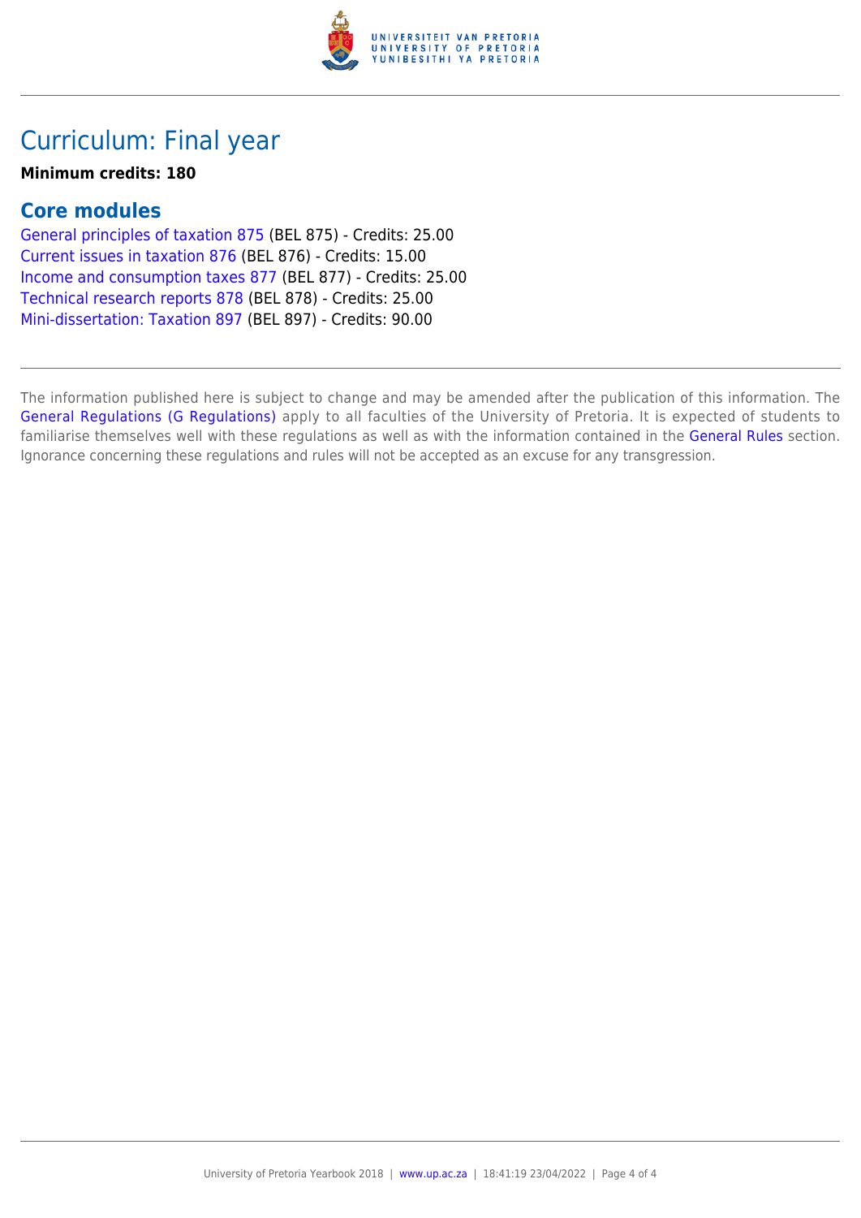## Curriculum: Final year

**Minimum credits: 180**

### Core modules

General principles of taxation 875 (BEL 875) - Credits: 25.00
Current issues in taxation 876 (BEL 876) - Credits: 15.00
Income and consumption taxes 877 (BEL 877) - Credits: 25.00
Technical research reports 878 (BEL 878) - Credits: 25.00
Mini-dissertation: Taxation 897 (BEL 897) - Credits: 90.00

---

The information published here is subject to change and may be amended after the publication of this information. The General Regulations (G Regulations) apply to all faculties of the University of Pretoria. It is expected of students to familiarise themselves well with these regulations as well as with the information contained in the General Rules section. Ignorance concerning these regulations and rules will not be accepted as an excuse for any transgression.